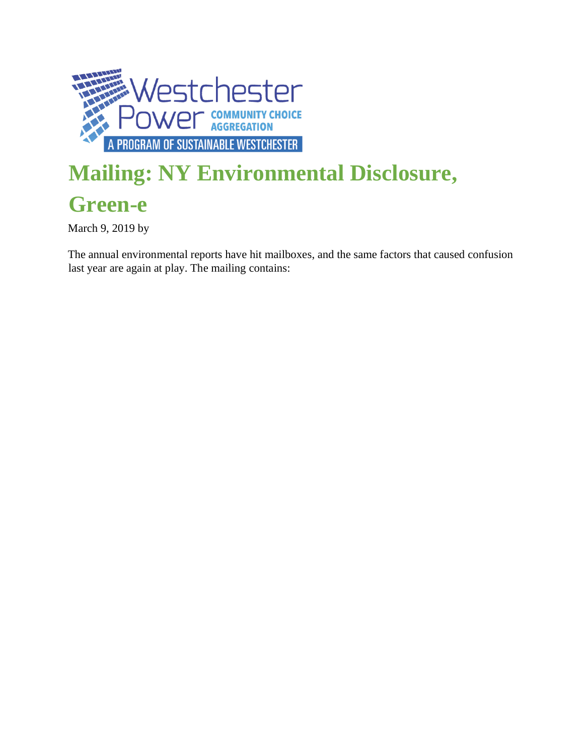# Mailing: NY Environmental Disclosure, Green-e

March 9, 2019 by

The annual environmental reports have hit mailboxes, and the same factors that caused confusion last year are again at play. The mailing contains: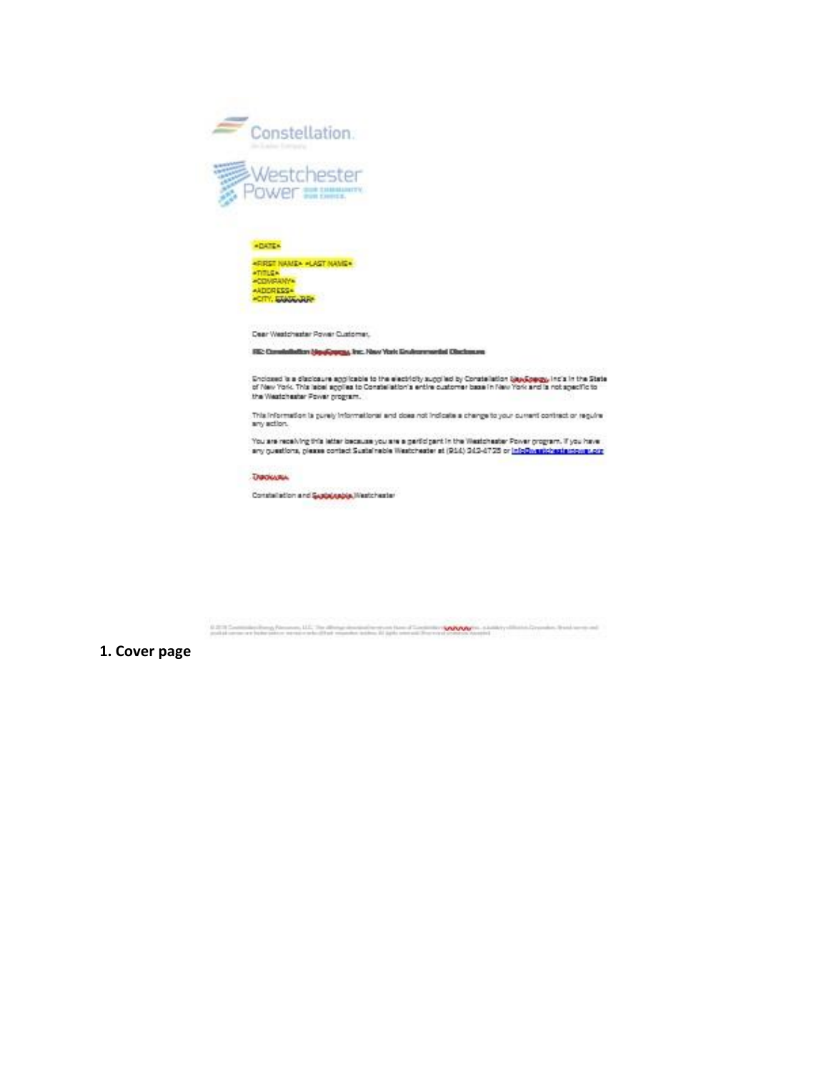Constellation.

An Exelon Company

Westchester Power

OUR COMMUNITY. OUR CHOICE.

«DATE»

«FIRST NAME» «LAST NAME»
«TITLE»
«COMPANY»
«ADDRESS»
«CITY, STATE ZIP»

Dear Westchester Power Customer,

**RE: Constellation NewEnergy, Inc. New York Environmental Disclosure**

Enclosed is a disclosure applicable to the electricity supplied by Constellation NewEnergy, Inc's in the State of New York. This label applies to Constellation's entire customer base in New York and is not specific to the Westchester Power program.

This information is purely informational and does not indicate a change to your current contract or require any action.

You are receiving this letter because you are a participant in the Westchester Power program. If you have any questions, please contact Sustainable Westchester at (914) 242-4725 or info@sustainablewestchester.org

Thank you,

Constellation and Sustainable Westchester

**1. Cover page**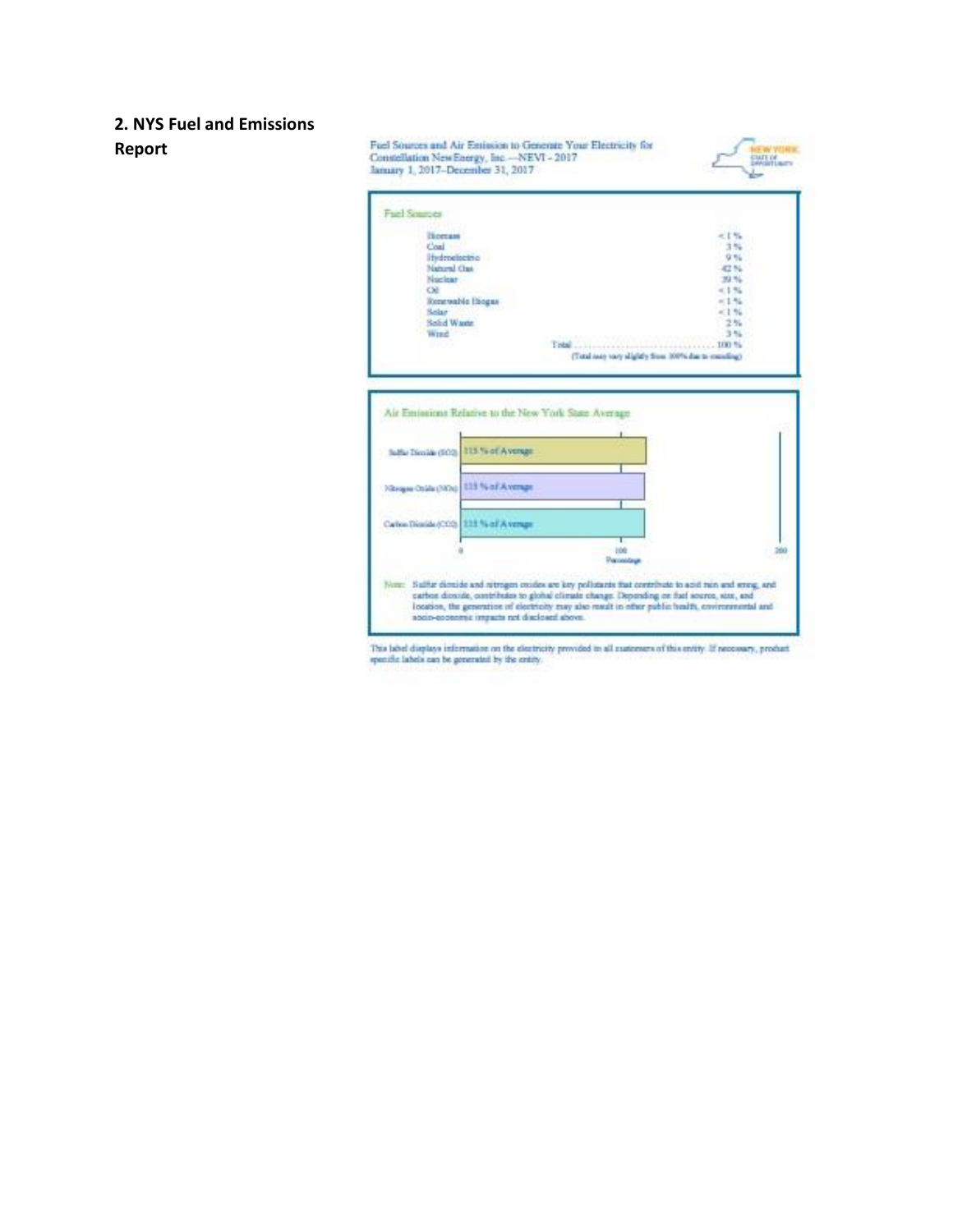## 2. NYS Fuel and Emissions Report

Fuel Sources and Air Emission to Generate Your Electricity for Constellation NewEnergy, Inc.—NEVI - 2017
January 1, 2017–December 31, 2017

### Fuel Sources

| Fuel Source | Percentage |
|---|---|
| Biomass | < 1 % |
| Coal | 3 % |
| Hydroelectric | 9 % |
| Natural Gas | 42 % |
| Nuclear | 39 % |
| Oil | < 1 % |
| Renewable Biogas | < 1 % |
| Solar | < 1 % |
| Solid Waste | 2 % |
| Wind | 3 % |
| Total | 100 % |

(Total may vary slightly from 100% due to rounding)

### Air Emissions Relative to the New York State Average

| Emission | Percentage |
|---|---|
| Sulfur Dioxide (SO2) | 115 % of Average |
| Nitrogen Oxide (NOx) | 115 % of Average |
| Carbon Dioxide (CO2) | 115 % of Average |

Note: Sulfur dioxide and nitrogen oxides are key pollutants that contribute to acid rain and smog, and carbon dioxide, contributes to global climate change. Depending on fuel source, size, and location, the generation of electricity may also result in other public health, environmental and socio-economic impacts not disclosed above.

This label displays information on the electricity provided to all customers of this entity. If necessary, product specific labels can be generated by the entity.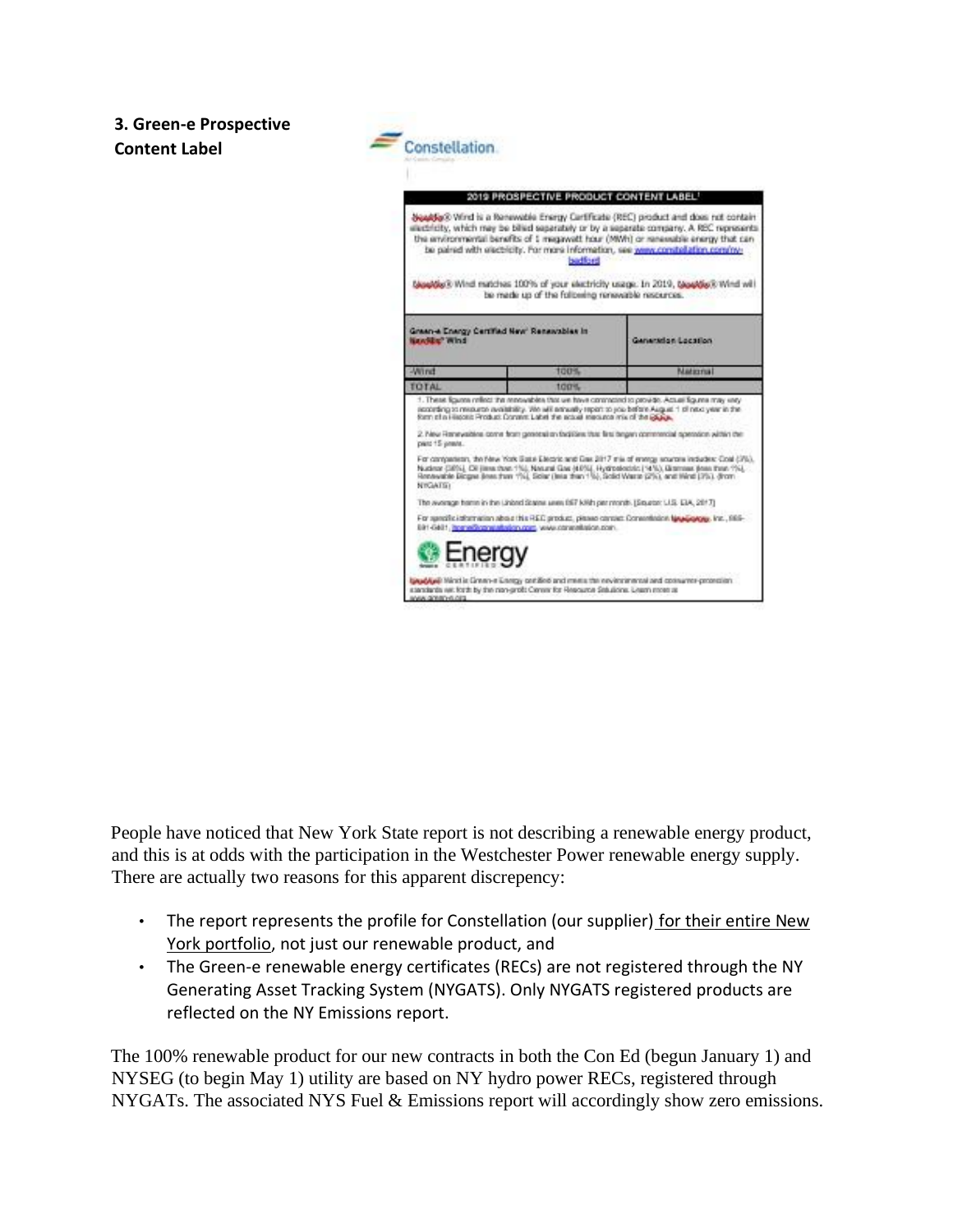**3. Green-e Prospective Content Label**

Constellation.

**2019 PROSPECTIVE PRODUCT CONTENT LABEL[1]**

NewWay® Wind is a Renewable Energy Certificate (REC) product and does not contain electricity, which may be billed separately or by a separate company. A REC represents the environmental benefits of 1 megawatt hour (MWh) of renewable energy that can be paired with electricity. For more information, see www.constellation.com/ny-bedford

NewWay® Wind matches 100% of your electricity usage. In 2019, NewWay® Wind will be made up of the following renewable resources.

| Green-e Energy Certified New[2] Renewables in NewWay® Wind | | Generation Location |
| --- | --- | --- |
| Wind | 100% | National |
| TOTAL | 100% | |

1. These figures reflect the renewables that we have contracted to provide. Actual figures may vary according to resource availability. We will annually report to you before August 1 of next year in the form of a Historic Product Content Label the actual resource mix of the REC.

2. New Renewables come from generation facilities that first began commercial operation within the past 15 years.

For comparison, the New York State Electric and Gas 2017 mix of energy sources includes: Coal (3%), Nuclear (38%), Oil (less than 1%), Natural Gas (40%), Hydroelectric (14%), Biomass (less than 1%), Renewable Biogas (less than 1%), Solar (less than 1%), Solid Waste (2%), and Wind (3%). (from NYGATS)

The average home in the United States uses 867 kWh per month. (Source: U.S. EIA, 2017)

For specific information about this REC product, please contact Constellation NewEnergy, Inc., 866-681-0401, www.constellation.com

Green-e Energy Certified

NewWay® Wind is Green-e Energy certified and meets the environmental and consumer-protection standards set forth by the non-profit Center for Resource Solutions. Learn more at www.green-e.org

People have noticed that New York State report is not describing a renewable energy product, and this is at odds with the participation in the Westchester Power renewable energy supply. There are actually two reasons for this apparent discrepency:

- The report represents the profile for Constellation (our supplier) for their entire New York portfolio, not just our renewable product, and
- The Green-e renewable energy certificates (RECs) are not registered through the NY Generating Asset Tracking System (NYGATS). Only NYGATS registered products are reflected on the NY Emissions report.

The 100% renewable product for our new contracts in both the Con Ed (begun January 1) and NYSEG (to begin May 1) utility are based on NY hydro power RECs, registered through NYGATs. The associated NYS Fuel & Emissions report will accordingly show zero emissions.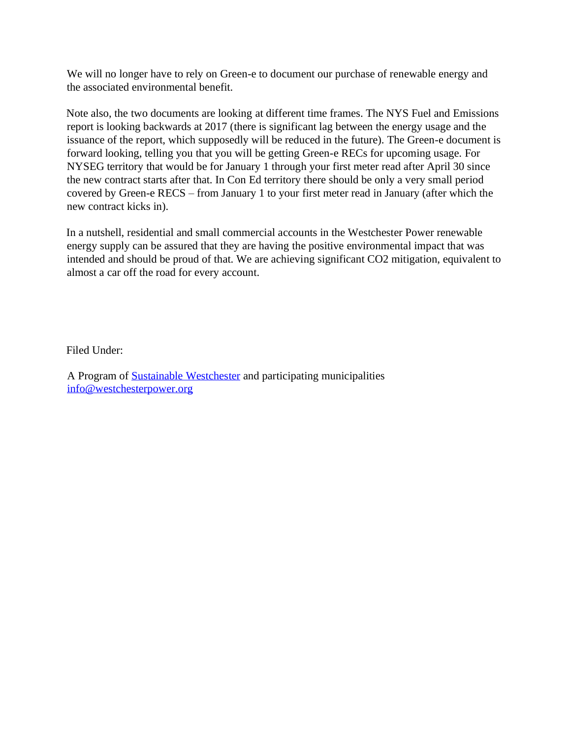We will no longer have to rely on Green-e to document our purchase of renewable energy and the associated environmental benefit.

Note also, the two documents are looking at different time frames. The NYS Fuel and Emissions report is looking backwards at 2017 (there is significant lag between the energy usage and the issuance of the report, which supposedly will be reduced in the future). The Green-e document is forward looking, telling you that you will be getting Green-e RECs for upcoming usage. For NYSEG territory that would be for January 1 through your first meter read after April 30 since the new contract starts after that. In Con Ed territory there should be only a very small period covered by Green-e RECS – from January 1 to your first meter read in January (after which the new contract kicks in).

In a nutshell, residential and small commercial accounts in the Westchester Power renewable energy supply can be assured that they are having the positive environmental impact that was intended and should be proud of that. We are achieving significant $CO_2$ mitigation, equivalent to almost a car off the road for every account.

Filed Under:

A Program of [Sustainable Westchester]() and participating municipalities
[info@westchesterpower.org](mailto:info@westchesterpower.org)